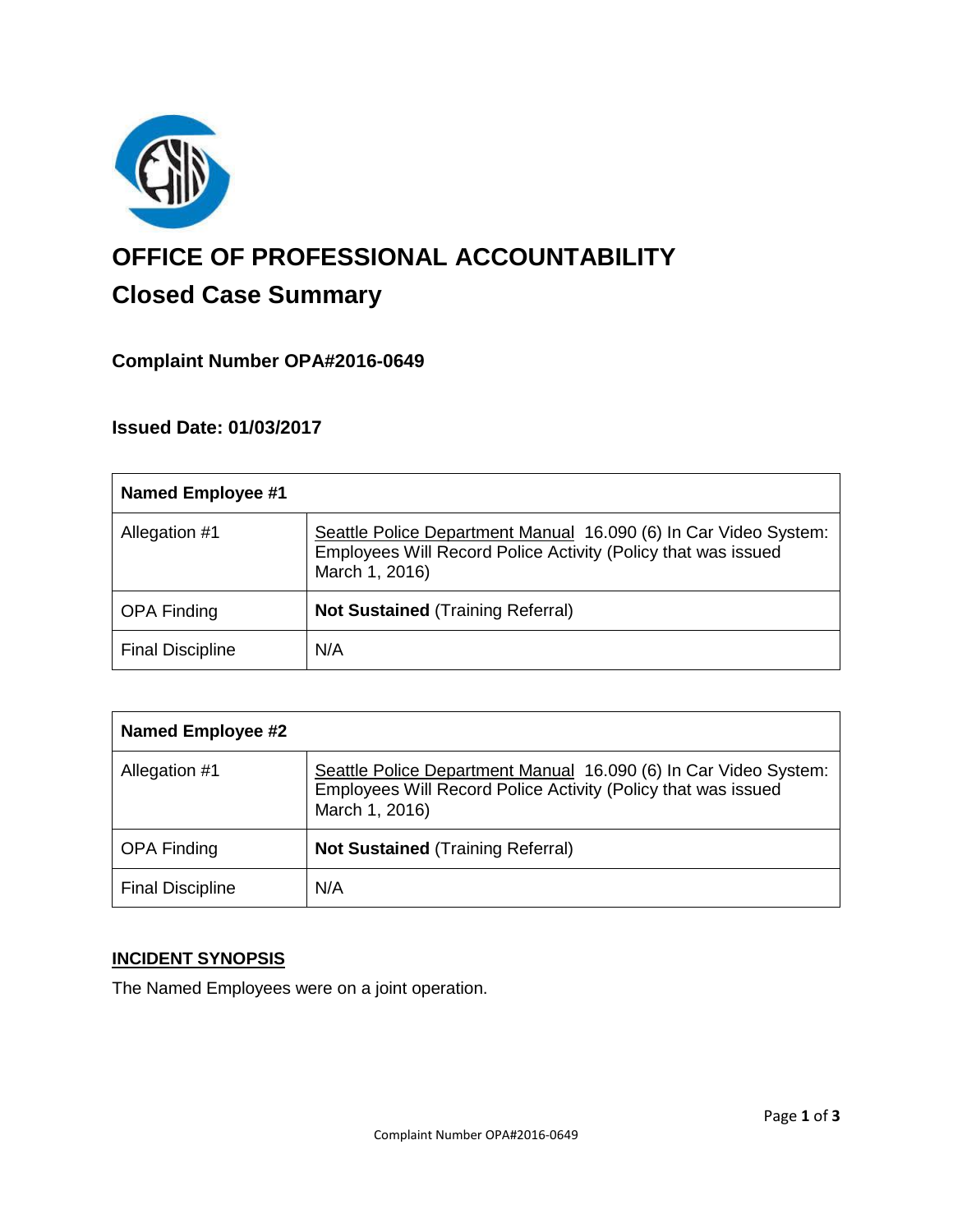# OFFICE OF PROFESSIONAL ACCOUNTABILITY

## Closed Case Summary

### Complaint Number OPA#2016-0649

### Issued Date: 01/03/2017

| **Named Employee #1** | |
|---|---|
| Allegation #1 | Seattle Police Department Manual 16.090 (6) In Car Video System: Employees Will Record Police Activity (Policy that was issued March 1, 2016) |
| OPA Finding | **Not Sustained** (Training Referral) |
| Final Discipline | N/A |

| **Named Employee #2** | |
|---|---|
| Allegation #1 | Seattle Police Department Manual 16.090 (6) In Car Video System: Employees Will Record Police Activity (Policy that was issued March 1, 2016) |
| OPA Finding | **Not Sustained** (Training Referral) |
| Final Discipline | N/A |

**INCIDENT SYNOPSIS**

The Named Employees were on a joint operation.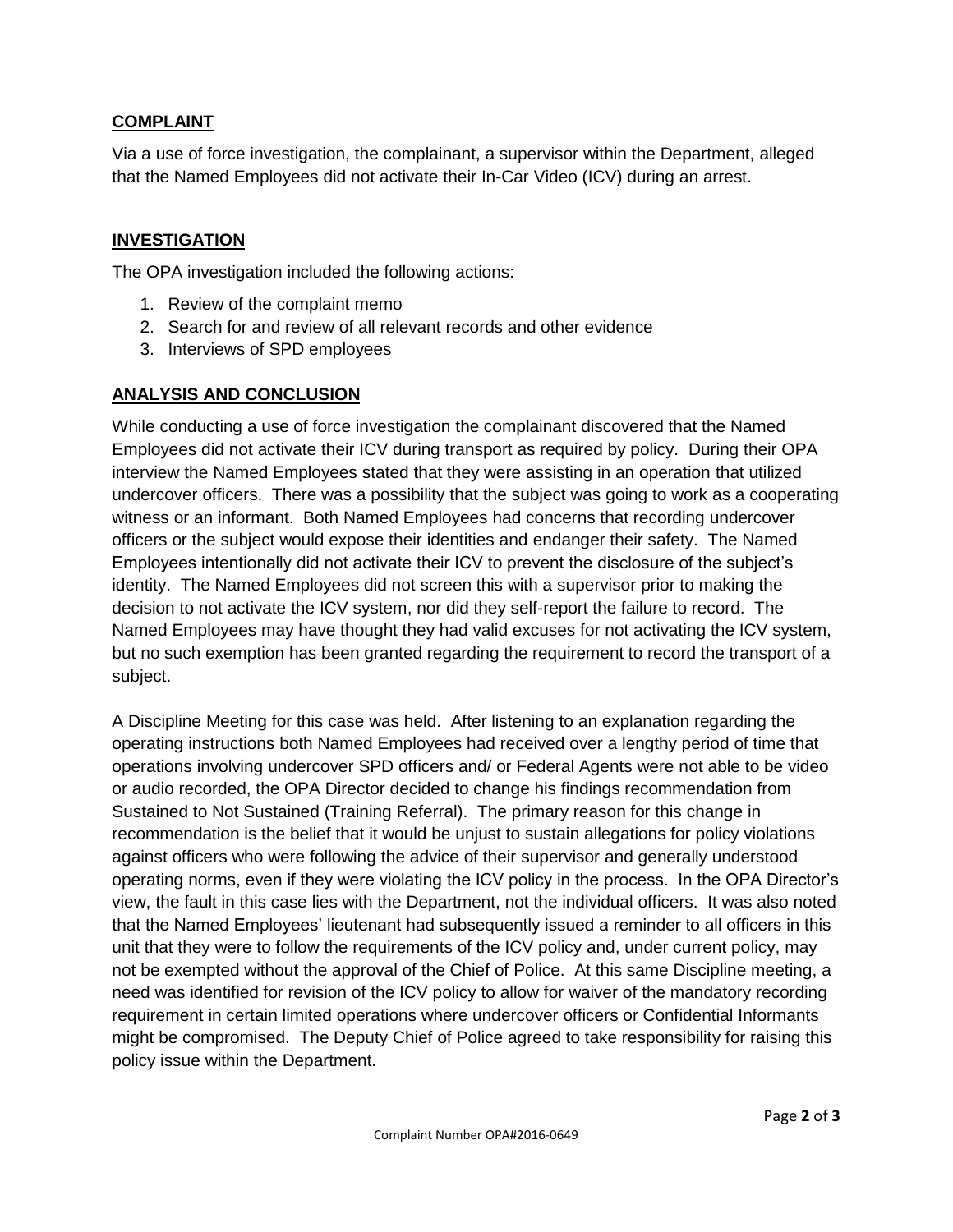## COMPLAINT

Via a use of force investigation, the complainant, a supervisor within the Department, alleged that the Named Employees did not activate their In-Car Video (ICV) during an arrest.

## INVESTIGATION

The OPA investigation included the following actions:

1. Review of the complaint memo
2. Search for and review of all relevant records and other evidence
3. Interviews of SPD employees

## ANALYSIS AND CONCLUSION

While conducting a use of force investigation the complainant discovered that the Named Employees did not activate their ICV during transport as required by policy. During their OPA interview the Named Employees stated that they were assisting in an operation that utilized undercover officers. There was a possibility that the subject was going to work as a cooperating witness or an informant. Both Named Employees had concerns that recording undercover officers or the subject would expose their identities and endanger their safety. The Named Employees intentionally did not activate their ICV to prevent the disclosure of the subject's identity. The Named Employees did not screen this with a supervisor prior to making the decision to not activate the ICV system, nor did they self-report the failure to record. The Named Employees may have thought they had valid excuses for not activating the ICV system, but no such exemption has been granted regarding the requirement to record the transport of a subject.

A Discipline Meeting for this case was held. After listening to an explanation regarding the operating instructions both Named Employees had received over a lengthy period of time that operations involving undercover SPD officers and/ or Federal Agents were not able to be video or audio recorded, the OPA Director decided to change his findings recommendation from Sustained to Not Sustained (Training Referral). The primary reason for this change in recommendation is the belief that it would be unjust to sustain allegations for policy violations against officers who were following the advice of their supervisor and generally understood operating norms, even if they were violating the ICV policy in the process. In the OPA Director's view, the fault in this case lies with the Department, not the individual officers. It was also noted that the Named Employees' lieutenant had subsequently issued a reminder to all officers in this unit that they were to follow the requirements of the ICV policy and, under current policy, may not be exempted without the approval of the Chief of Police. At this same Discipline meeting, a need was identified for revision of the ICV policy to allow for waiver of the mandatory recording requirement in certain limited operations where undercover officers or Confidential Informants might be compromised. The Deputy Chief of Police agreed to take responsibility for raising this policy issue within the Department.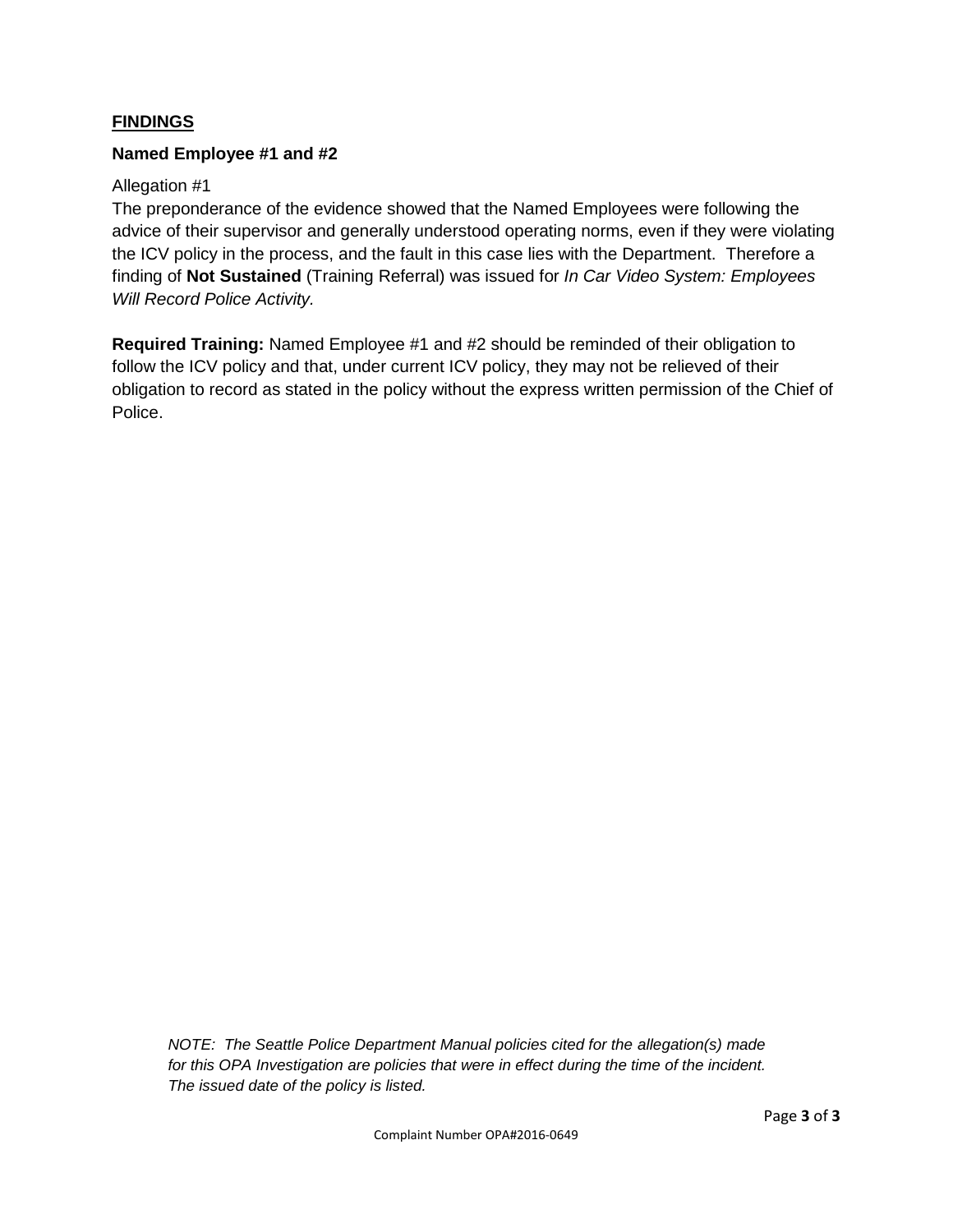## FINDINGS

**Named Employee #1 and #2**

Allegation #1

The preponderance of the evidence showed that the Named Employees were following the advice of their supervisor and generally understood operating norms, even if they were violating the ICV policy in the process, and the fault in this case lies with the Department. Therefore a finding of **Not Sustained** (Training Referral) was issued for *In Car Video System: Employees Will Record Police Activity.*

**Required Training:** Named Employee #1 and #2 should be reminded of their obligation to follow the ICV policy and that, under current ICV policy, they may not be relieved of their obligation to record as stated in the policy without the express written permission of the Chief of Police.

*NOTE: The Seattle Police Department Manual policies cited for the allegation(s) made for this OPA Investigation are policies that were in effect during the time of the incident. The issued date of the policy is listed.*

Complaint Number OPA#2016-0649